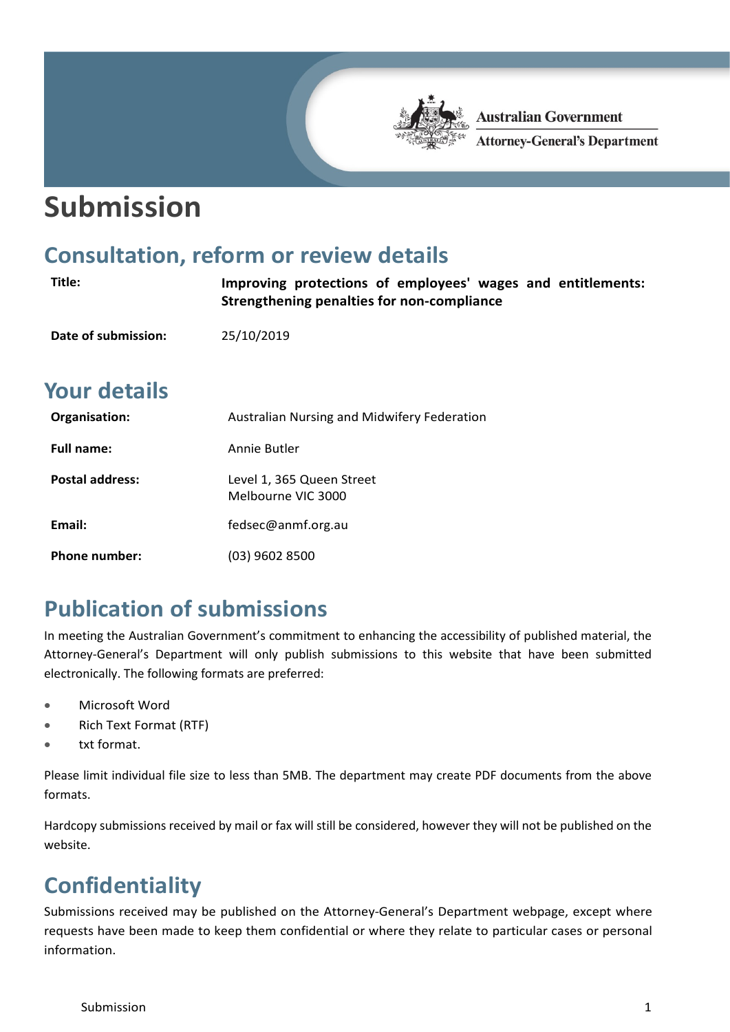Australian Government
Attorney-General's Department

# Submission

## Consultation, reform or review details

| | |
|---|---|
| **Title:** | **Improving protections of employees' wages and entitlements: Strengthening penalties for non-compliance** |
| **Date of submission:** | 25/10/2019 |

## Your details

| | |
|---|---|
| **Organisation:** | Australian Nursing and Midwifery Federation |
| **Full name:** | Annie Butler |
| **Postal address:** | Level 1, 365 Queen Street<br>Melbourne VIC 3000 |
| **Email:** | fedsec@anmf.org.au |
| **Phone number:** | (03) 9602 8500 |

## Publication of submissions

In meeting the Australian Government's commitment to enhancing the accessibility of published material, the Attorney-General's Department will only publish submissions to this website that have been submitted electronically. The following formats are preferred:

- Microsoft Word
- Rich Text Format (RTF)
- txt format.

Please limit individual file size to less than 5MB. The department may create PDF documents from the above formats.

Hardcopy submissions received by mail or fax will still be considered, however they will not be published on the website.

## Confidentiality

Submissions received may be published on the Attorney-General's Department webpage, except where requests have been made to keep them confidential or where they relate to particular cases or personal information.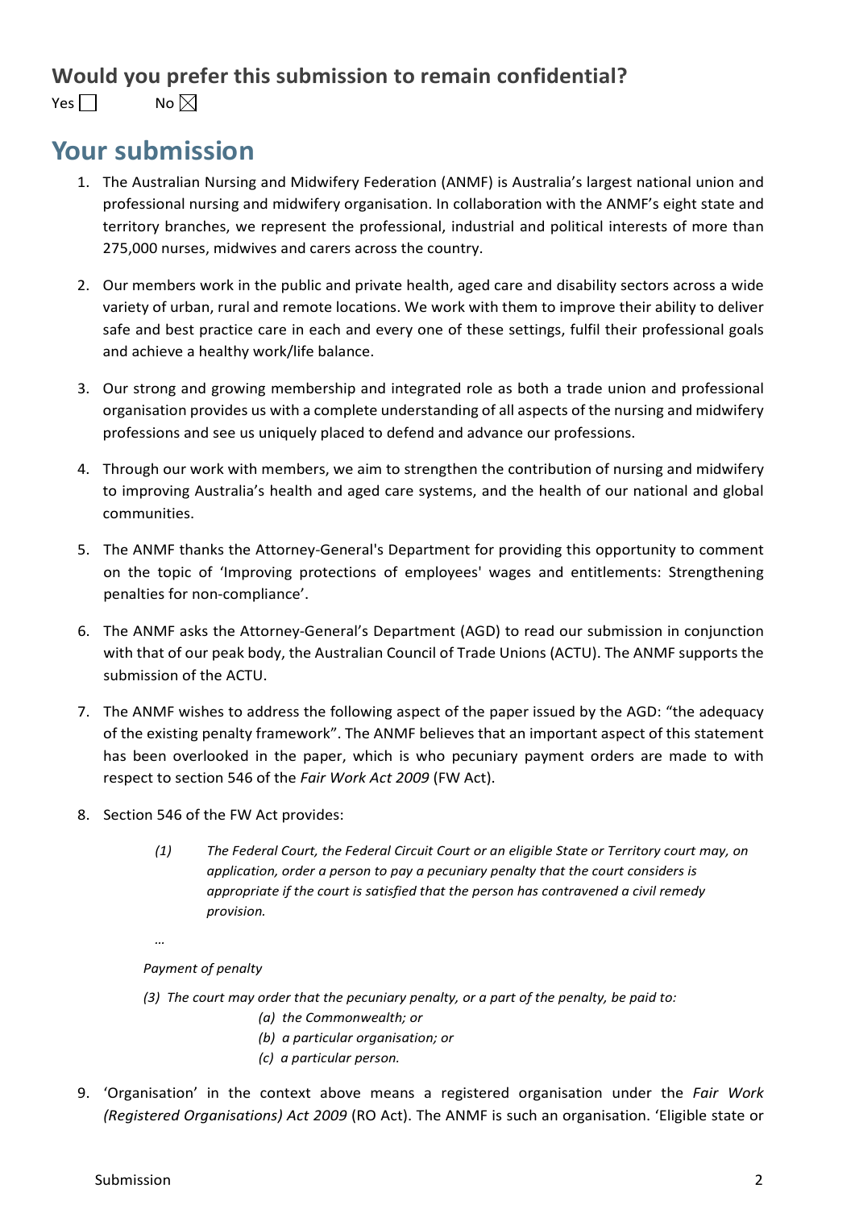## Would you prefer this submission to remain confidential?

Yes ☐ No ☒

# Your submission

1. The Australian Nursing and Midwifery Federation (ANMF) is Australia's largest national union and professional nursing and midwifery organisation. In collaboration with the ANMF's eight state and territory branches, we represent the professional, industrial and political interests of more than 275,000 nurses, midwives and carers across the country.

2. Our members work in the public and private health, aged care and disability sectors across a wide variety of urban, rural and remote locations. We work with them to improve their ability to deliver safe and best practice care in each and every one of these settings, fulfil their professional goals and achieve a healthy work/life balance.

3. Our strong and growing membership and integrated role as both a trade union and professional organisation provides us with a complete understanding of all aspects of the nursing and midwifery professions and see us uniquely placed to defend and advance our professions.

4. Through our work with members, we aim to strengthen the contribution of nursing and midwifery to improving Australia's health and aged care systems, and the health of our national and global communities.

5. The ANMF thanks the Attorney-General's Department for providing this opportunity to comment on the topic of 'Improving protections of employees' wages and entitlements: Strengthening penalties for non-compliance'.

6. The ANMF asks the Attorney-General's Department (AGD) to read our submission in conjunction with that of our peak body, the Australian Council of Trade Unions (ACTU). The ANMF supports the submission of the ACTU.

7. The ANMF wishes to address the following aspect of the paper issued by the AGD: "the adequacy of the existing penalty framework". The ANMF believes that an important aspect of this statement has been overlooked in the paper, which is who pecuniary payment orders are made to with respect to section 546 of the *Fair Work Act 2009* (FW Act).

8. Section 546 of the FW Act provides:

    > *(1) The Federal Court, the Federal Circuit Court or an eligible State or Territory court may, on application, order a person to pay a pecuniary penalty that the court considers is appropriate if the court is satisfied that the person has contravened a civil remedy provision.*
    >
    > …
    >
    > *Payment of penalty*
    >
    > *(3) The court may order that the pecuniary penalty, or a part of the penalty, be paid to:*
    >
    > *(a) the Commonwealth; or*
    >
    > *(b) a particular organisation; or*
    >
    > *(c) a particular person.*

9. 'Organisation' in the context above means a registered organisation under the *Fair Work (Registered Organisations) Act 2009* (RO Act). The ANMF is such an organisation. 'Eligible state or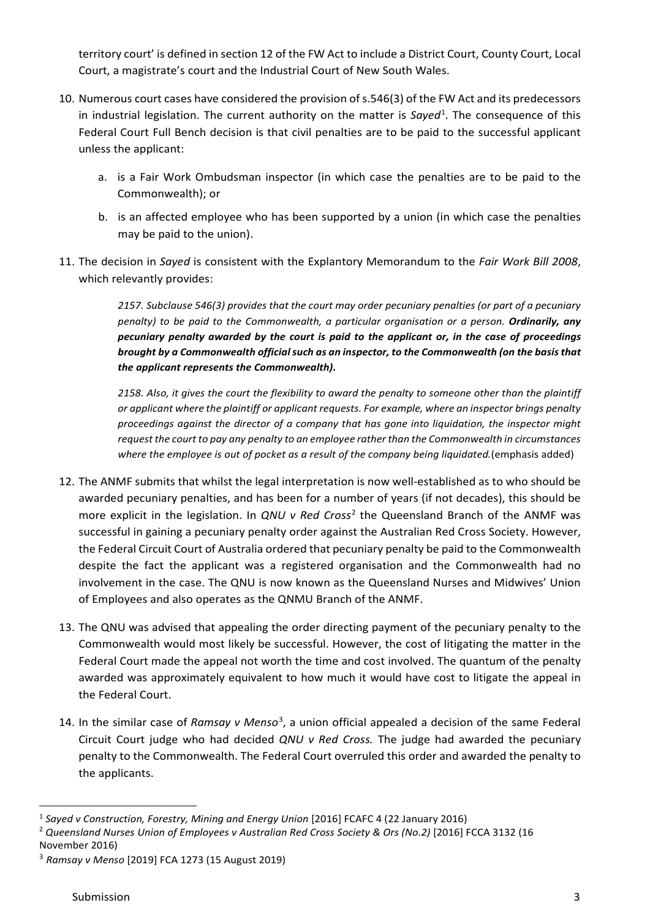territory court' is defined in section 12 of the FW Act to include a District Court, County Court, Local Court, a magistrate's court and the Industrial Court of New South Wales.

10. Numerous court cases have considered the provision of s.546(3) of the FW Act and its predecessors in industrial legislation. The current authority on the matter is *Sayed*[1]. The consequence of this Federal Court Full Bench decision is that civil penalties are to be paid to the successful applicant unless the applicant:

    a. is a Fair Work Ombudsman inspector (in which case the penalties are to be paid to the Commonwealth); or

    b. is an affected employee who has been supported by a union (in which case the penalties may be paid to the union).

11. The decision in *Sayed* is consistent with the Explantory Memorandum to the *Fair Work Bill 2008*, which relevantly provides:

    > *2157. Subclause 546(3) provides that the court may order pecuniary penalties (or part of a pecuniary penalty) to be paid to the Commonwealth, a particular organisation or a person.* ***Ordinarily, any pecuniary penalty awarded by the court is paid to the applicant or, in the case of proceedings brought by a Commonwealth official such as an inspector, to the Commonwealth (on the basis that the applicant represents the Commonwealth).***
    >
    > *2158. Also, it gives the court the flexibility to award the penalty to someone other than the plaintiff or applicant where the plaintiff or applicant requests. For example, where an inspector brings penalty proceedings against the director of a company that has gone into liquidation, the inspector might request the court to pay any penalty to an employee rather than the Commonwealth in circumstances where the employee is out of pocket as a result of the company being liquidated.*(emphasis added)

12. The ANMF submits that whilst the legal interpretation is now well-established as to who should be awarded pecuniary penalties, and has been for a number of years (if not decades), this should be more explicit in the legislation. In *QNU v Red Cross*[2] the Queensland Branch of the ANMF was successful in gaining a pecuniary penalty order against the Australian Red Cross Society. However, the Federal Circuit Court of Australia ordered that pecuniary penalty be paid to the Commonwealth despite the fact the applicant was a registered organisation and the Commonwealth had no involvement in the case. The QNU is now known as the Queensland Nurses and Midwives' Union of Employees and also operates as the QNMU Branch of the ANMF.

13. The QNU was advised that appealing the order directing payment of the pecuniary penalty to the Commonwealth would most likely be successful. However, the cost of litigating the matter in the Federal Court made the appeal not worth the time and cost involved. The quantum of the penalty awarded was approximately equivalent to how much it would have cost to litigate the appeal in the Federal Court.

14. In the similar case of *Ramsay v Menso*[3], a union official appealed a decision of the same Federal Circuit Court judge who had decided *QNU v Red Cross.* The judge had awarded the pecuniary penalty to the Commonwealth. The Federal Court overruled this order and awarded the penalty to the applicants.

---

[1] *Sayed v Construction, Forestry, Mining and Energy Union* [2016] FCAFC 4 (22 January 2016)

[2] *Queensland Nurses Union of Employees v Australian Red Cross Society & Ors (No.2)* [2016] FCCA 3132 (16 November 2016)

[3] *Ramsay v Menso* [2019] FCA 1273 (15 August 2019)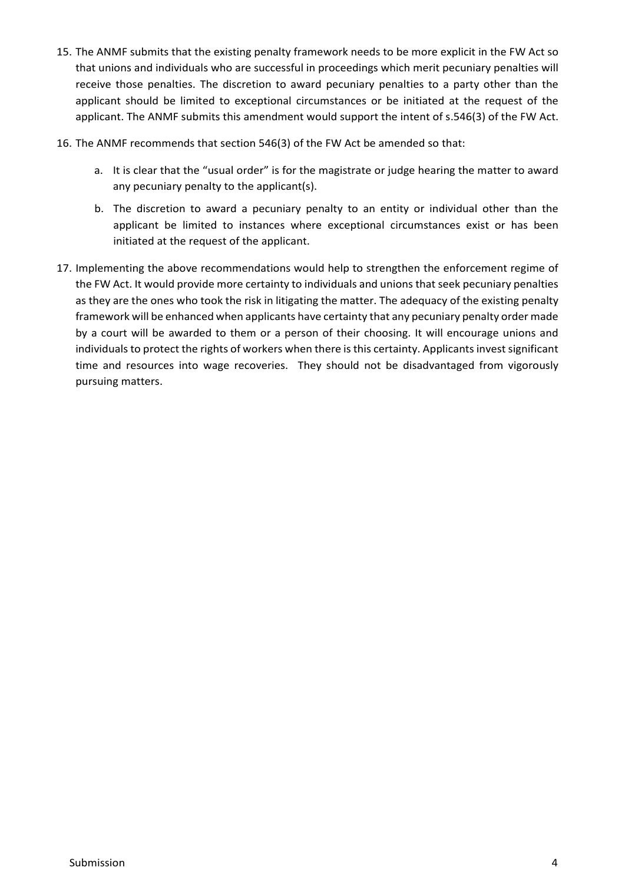15. The ANMF submits that the existing penalty framework needs to be more explicit in the FW Act so that unions and individuals who are successful in proceedings which merit pecuniary penalties will receive those penalties. The discretion to award pecuniary penalties to a party other than the applicant should be limited to exceptional circumstances or be initiated at the request of the applicant. The ANMF submits this amendment would support the intent of s.546(3) of the FW Act.

16. The ANMF recommends that section 546(3) of the FW Act be amended so that:

    a. It is clear that the "usual order" is for the magistrate or judge hearing the matter to award any pecuniary penalty to the applicant(s).

    b. The discretion to award a pecuniary penalty to an entity or individual other than the applicant be limited to instances where exceptional circumstances exist or has been initiated at the request of the applicant.

17. Implementing the above recommendations would help to strengthen the enforcement regime of the FW Act. It would provide more certainty to individuals and unions that seek pecuniary penalties as they are the ones who took the risk in litigating the matter. The adequacy of the existing penalty framework will be enhanced when applicants have certainty that any pecuniary penalty order made by a court will be awarded to them or a person of their choosing. It will encourage unions and individuals to protect the rights of workers when there is this certainty. Applicants invest significant time and resources into wage recoveries. They should not be disadvantaged from vigorously pursuing matters.